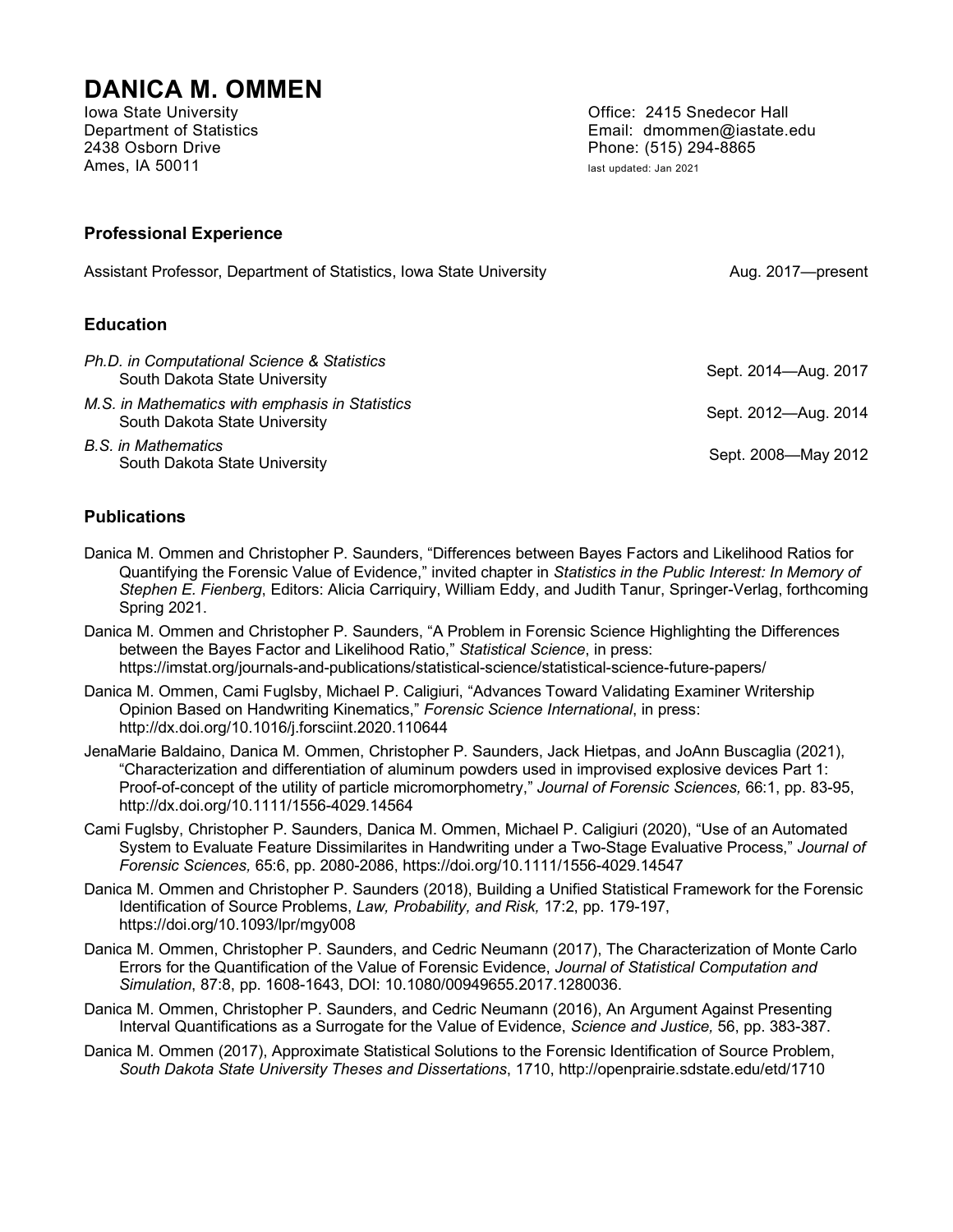# DANICA M. OMMEN

Iowa State University
Department of Statistics
2438 Osborn Drive
Ames, IA 50011

Office: 2415 Snedecor Hall
Email: dmommen@iastate.edu
Phone: (515) 294-8865
last updated: Jan 2021

## Professional Experience

Assistant Professor, Department of Statistics, Iowa State University — Aug. 2017—present

## Education

*Ph.D. in Computational Science & Statistics*
South Dakota State University — Sept. 2014—Aug. 2017

*M.S. in Mathematics with emphasis in Statistics*
South Dakota State University — Sept. 2012—Aug. 2014

*B.S. in Mathematics*
South Dakota State University — Sept. 2008—May 2012

## Publications

Danica M. Ommen and Christopher P. Saunders, “Differences between Bayes Factors and Likelihood Ratios for Quantifying the Forensic Value of Evidence,” invited chapter in *Statistics in the Public Interest: In Memory of Stephen E. Fienberg*, Editors: Alicia Carriquiry, William Eddy, and Judith Tanur, Springer-Verlag, forthcoming Spring 2021.

Danica M. Ommen and Christopher P. Saunders, “A Problem in Forensic Science Highlighting the Differences between the Bayes Factor and Likelihood Ratio,” *Statistical Science*, in press: https://imstat.org/journals-and-publications/statistical-science/statistical-science-future-papers/

Danica M. Ommen, Cami Fuglsby, Michael P. Caligiuri, “Advances Toward Validating Examiner Writership Opinion Based on Handwriting Kinematics,” *Forensic Science International*, in press: http://dx.doi.org/10.1016/j.forsciint.2020.110644

JenaMarie Baldaino, Danica M. Ommen, Christopher P. Saunders, Jack Hietpas, and JoAnn Buscaglia (2021), “Characterization and differentiation of aluminum powders used in improvised explosive devices Part 1: Proof-of-concept of the utility of particle micromorphometry,” *Journal of Forensic Sciences,* 66:1, pp. 83-95, http://dx.doi.org/10.1111/1556-4029.14564

Cami Fuglsby, Christopher P. Saunders, Danica M. Ommen, Michael P. Caligiuri (2020), “Use of an Automated System to Evaluate Feature Dissimilarites in Handwriting under a Two-Stage Evaluative Process,” *Journal of Forensic Sciences,* 65:6, pp. 2080-2086, https://doi.org/10.1111/1556-4029.14547

Danica M. Ommen and Christopher P. Saunders (2018), Building a Unified Statistical Framework for the Forensic Identification of Source Problems, *Law, Probability, and Risk,* 17:2, pp. 179-197, https://doi.org/10.1093/lpr/mgy008

Danica M. Ommen, Christopher P. Saunders, and Cedric Neumann (2017), The Characterization of Monte Carlo Errors for the Quantification of the Value of Forensic Evidence, *Journal of Statistical Computation and Simulation*, 87:8, pp. 1608-1643, DOI: 10.1080/00949655.2017.1280036.

Danica M. Ommen, Christopher P. Saunders, and Cedric Neumann (2016), An Argument Against Presenting Interval Quantifications as a Surrogate for the Value of Evidence, *Science and Justice,* 56, pp. 383-387.

Danica M. Ommen (2017), Approximate Statistical Solutions to the Forensic Identification of Source Problem, *South Dakota State University Theses and Dissertations*, 1710, http://openprairie.sdstate.edu/etd/1710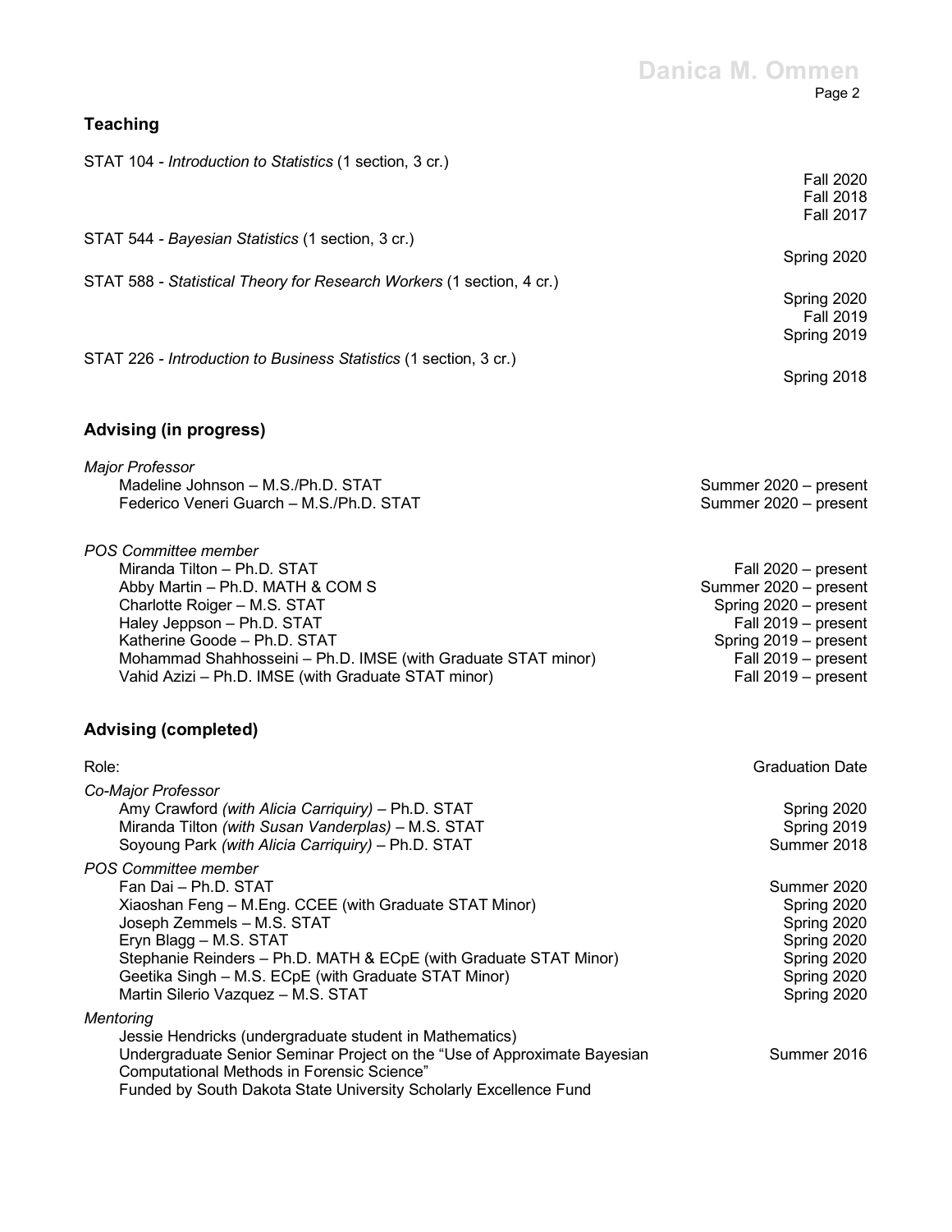## Teaching

STAT 104 - *Introduction to Statistics* (1 section, 3 cr.)

Fall 2020
Fall 2018
Fall 2017

STAT 544 - *Bayesian Statistics* (1 section, 3 cr.)

Spring 2020

STAT 588 - *Statistical Theory for Research Workers* (1 section, 4 cr.)

Spring 2020
Fall 2019
Spring 2019

STAT 226 - *Introduction to Business Statistics* (1 section, 3 cr.)

Spring 2018

## Advising (in progress)

*Major Professor*

- Madeline Johnson – M.S./Ph.D. STAT — Summer 2020 – present
- Federico Veneri Guarch – M.S./Ph.D. STAT — Summer 2020 – present

*POS Committee member*

- Miranda Tilton – Ph.D. STAT — Fall 2020 – present
- Abby Martin – Ph.D. MATH & COM S — Summer 2020 – present
- Charlotte Roiger – M.S. STAT — Spring 2020 – present
- Haley Jeppson – Ph.D. STAT — Fall 2019 – present
- Katherine Goode – Ph.D. STAT — Spring 2019 – present
- Mohammad Shahhosseini – Ph.D. IMSE (with Graduate STAT minor) — Fall 2019 – present
- Vahid Azizi – Ph.D. IMSE (with Graduate STAT minor) — Fall 2019 – present

## Advising (completed)

Role: — Graduation Date

*Co-Major Professor*

- Amy Crawford *(with Alicia Carriquiry)* – Ph.D. STAT — Spring 2020
- Miranda Tilton *(with Susan Vanderplas)* – M.S. STAT — Spring 2019
- Soyoung Park *(with Alicia Carriquiry)* – Ph.D. STAT — Summer 2018

*POS Committee member*

- Fan Dai – Ph.D. STAT — Summer 2020
- Xiaoshan Feng – M.Eng. CCEE (with Graduate STAT Minor) — Spring 2020
- Joseph Zemmels – M.S. STAT — Spring 2020
- Eryn Blagg – M.S. STAT — Spring 2020
- Stephanie Reinders – Ph.D. MATH & ECpE (with Graduate STAT Minor) — Spring 2020
- Geetika Singh – M.S. ECpE (with Graduate STAT Minor) — Spring 2020
- Martin Silerio Vazquez – M.S. STAT — Spring 2020

*Mentoring*

Jessie Hendricks (undergraduate student in Mathematics)
Undergraduate Senior Seminar Project on the "Use of Approximate Bayesian Computational Methods in Forensic Science" — Summer 2016
Funded by South Dakota State University Scholarly Excellence Fund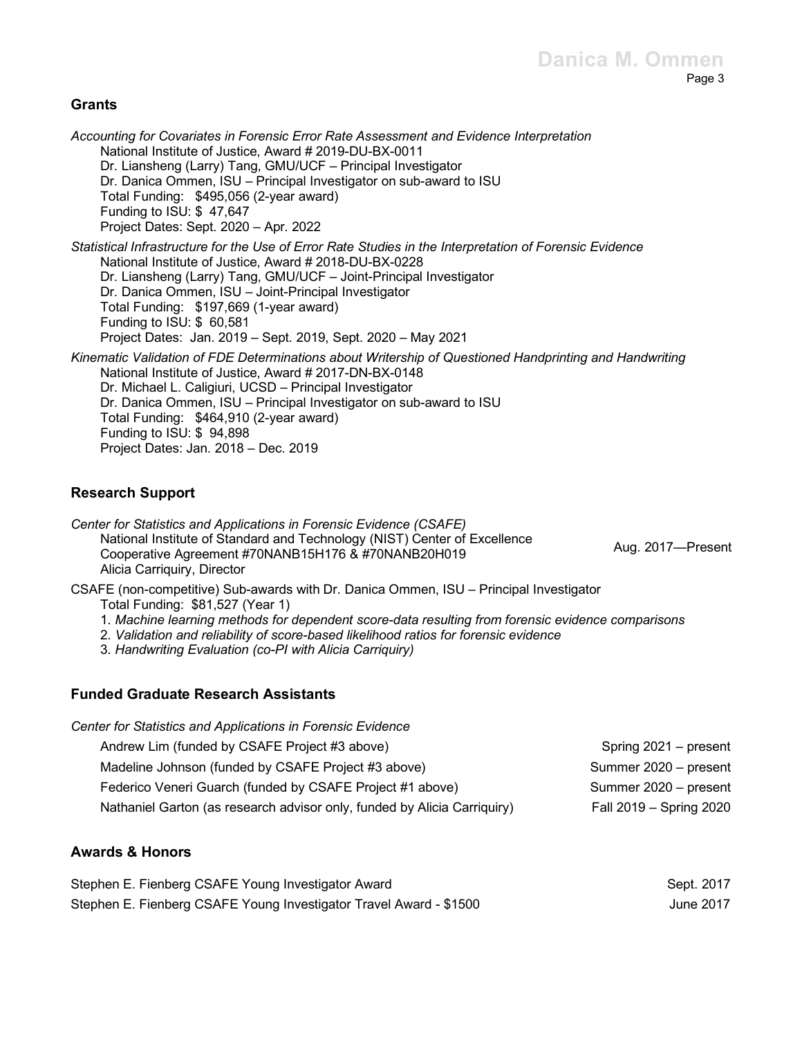## Grants

*Accounting for Covariates in Forensic Error Rate Assessment and Evidence Interpretation*
National Institute of Justice, Award # 2019-DU-BX-0011
Dr. Liansheng (Larry) Tang, GMU/UCF – Principal Investigator
Dr. Danica Ommen, ISU – Principal Investigator on sub-award to ISU
Total Funding: $495,056 (2-year award)
Funding to ISU: $ 47,647
Project Dates: Sept. 2020 – Apr. 2022

*Statistical Infrastructure for the Use of Error Rate Studies in the Interpretation of Forensic Evidence*
National Institute of Justice, Award # 2018-DU-BX-0228
Dr. Liansheng (Larry) Tang, GMU/UCF – Joint-Principal Investigator
Dr. Danica Ommen, ISU – Joint-Principal Investigator
Total Funding: $197,669 (1-year award)
Funding to ISU: $ 60,581
Project Dates: Jan. 2019 – Sept. 2019, Sept. 2020 – May 2021

*Kinematic Validation of FDE Determinations about Writership of Questioned Handprinting and Handwriting*
National Institute of Justice, Award # 2017-DN-BX-0148
Dr. Michael L. Caligiuri, UCSD – Principal Investigator
Dr. Danica Ommen, ISU – Principal Investigator on sub-award to ISU
Total Funding: $464,910 (2-year award)
Funding to ISU: $ 94,898
Project Dates: Jan. 2018 – Dec. 2019

## Research Support

*Center for Statistics and Applications in Forensic Evidence (CSAFE)*
National Institute of Standard and Technology (NIST) Center of Excellence
Cooperative Agreement #70NANB15H176 & #70NANB20H019
Alicia Carriquiry, Director
Aug. 2017—Present

CSAFE (non-competitive) Sub-awards with Dr. Danica Ommen, ISU – Principal Investigator
Total Funding: $81,527 (Year 1)

1. *Machine learning methods for dependent score-data resulting from forensic evidence comparisons*
2. *Validation and reliability of score-based likelihood ratios for forensic evidence*
3. *Handwriting Evaluation (co-PI with Alicia Carriquiry)*

## Funded Graduate Research Assistants

*Center for Statistics and Applications in Forensic Evidence*

| | |
|---|---|
| Andrew Lim (funded by CSAFE Project #3 above) | Spring 2021 – present |
| Madeline Johnson (funded by CSAFE Project #3 above) | Summer 2020 – present |
| Federico Veneri Guarch (funded by CSAFE Project #1 above) | Summer 2020 – present |
| Nathaniel Garton (as research advisor only, funded by Alicia Carriquiry) | Fall 2019 – Spring 2020 |

## Awards & Honors

| | |
|---|---|
| Stephen E. Fienberg CSAFE Young Investigator Award | Sept. 2017 |
| Stephen E. Fienberg CSAFE Young Investigator Travel Award - $1500 | June 2017 |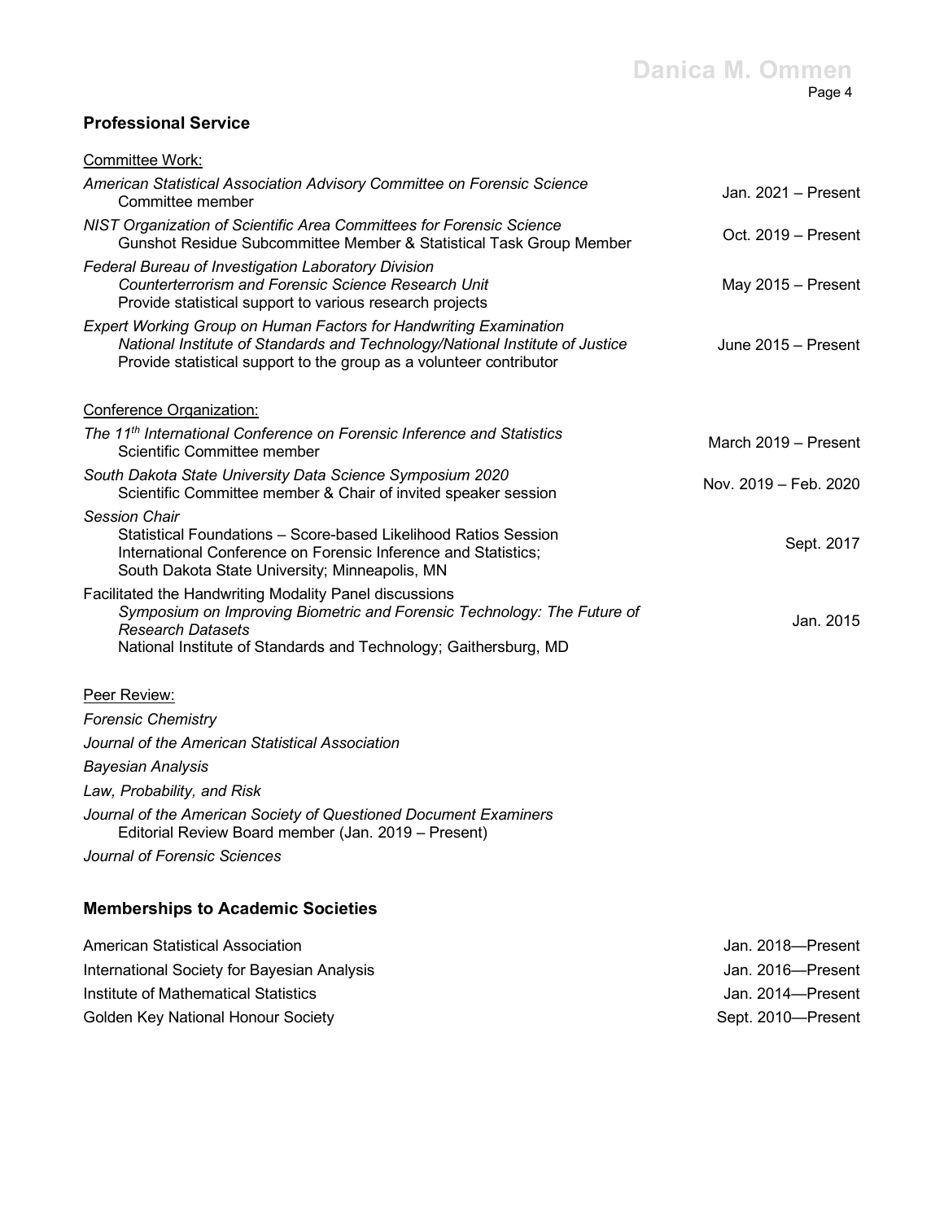## Professional Service

Committee Work:

*American Statistical Association Advisory Committee on Forensic Science*
Committee member — Jan. 2021 – Present

*NIST Organization of Scientific Area Committees for Forensic Science*
Gunshot Residue Subcommittee Member & Statistical Task Group Member — Oct. 2019 – Present

*Federal Bureau of Investigation Laboratory Division*
*Counterterrorism and Forensic Science Research Unit*
Provide statistical support to various research projects — May 2015 – Present

*Expert Working Group on Human Factors for Handwriting Examination*
*National Institute of Standards and Technology/National Institute of Justice*
Provide statistical support to the group as a volunteer contributor — June 2015 – Present

Conference Organization:

*The 11th International Conference on Forensic Inference and Statistics*
Scientific Committee member — March 2019 – Present

*South Dakota State University Data Science Symposium 2020*
Scientific Committee member & Chair of invited speaker session — Nov. 2019 – Feb. 2020

*Session Chair*
Statistical Foundations – Score-based Likelihood Ratios Session
International Conference on Forensic Inference and Statistics;
South Dakota State University; Minneapolis, MN — Sept. 2017

Facilitated the Handwriting Modality Panel discussions
*Symposium on Improving Biometric and Forensic Technology: The Future of Research Datasets*
National Institute of Standards and Technology; Gaithersburg, MD — Jan. 2015

Peer Review:

*Forensic Chemistry*

*Journal of the American Statistical Association*

*Bayesian Analysis*

*Law, Probability, and Risk*

*Journal of the American Society of Questioned Document Examiners*
Editorial Review Board member (Jan. 2019 – Present)

*Journal of Forensic Sciences*

## Memberships to Academic Societies

American Statistical Association — Jan. 2018—Present

International Society for Bayesian Analysis — Jan. 2016—Present

Institute of Mathematical Statistics — Jan. 2014—Present

Golden Key National Honour Society — Sept. 2010—Present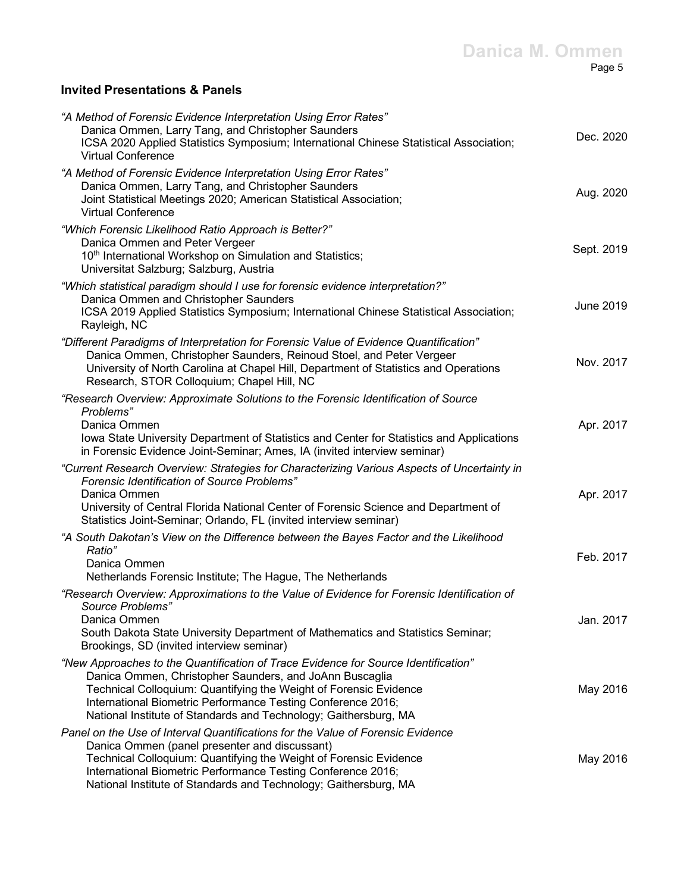## Invited Presentations & Panels

*"A Method of Forensic Evidence Interpretation Using Error Rates"*
Danica Ommen, Larry Tang, and Christopher Saunders
ICSA 2020 Applied Statistics Symposium; International Chinese Statistical Association; Virtual Conference
Dec. 2020

*"A Method of Forensic Evidence Interpretation Using Error Rates"*
Danica Ommen, Larry Tang, and Christopher Saunders
Joint Statistical Meetings 2020; American Statistical Association; Virtual Conference
Aug. 2020

*"Which Forensic Likelihood Ratio Approach is Better?"*
Danica Ommen and Peter Vergeer
10th International Workshop on Simulation and Statistics; Universitat Salzburg; Salzburg, Austria
Sept. 2019

*"Which statistical paradigm should I use for forensic evidence interpretation?"*
Danica Ommen and Christopher Saunders
ICSA 2019 Applied Statistics Symposium; International Chinese Statistical Association; Rayleigh, NC
June 2019

*"Different Paradigms of Interpretation for Forensic Value of Evidence Quantification"*
Danica Ommen, Christopher Saunders, Reinoud Stoel, and Peter Vergeer
University of North Carolina at Chapel Hill, Department of Statistics and Operations Research, STOR Colloquium; Chapel Hill, NC
Nov. 2017

*"Research Overview: Approximate Solutions to the Forensic Identification of Source Problems"*
Danica Ommen
Iowa State University Department of Statistics and Center for Statistics and Applications in Forensic Evidence Joint-Seminar; Ames, IA (invited interview seminar)
Apr. 2017

*"Current Research Overview: Strategies for Characterizing Various Aspects of Uncertainty in Forensic Identification of Source Problems"*
Danica Ommen
University of Central Florida National Center of Forensic Science and Department of Statistics Joint-Seminar; Orlando, FL (invited interview seminar)
Apr. 2017

*"A South Dakotan's View on the Difference between the Bayes Factor and the Likelihood Ratio"*
Danica Ommen
Netherlands Forensic Institute; The Hague, The Netherlands
Feb. 2017

*"Research Overview: Approximations to the Value of Evidence for Forensic Identification of Source Problems"*
Danica Ommen
South Dakota State University Department of Mathematics and Statistics Seminar; Brookings, SD (invited interview seminar)
Jan. 2017

*"New Approaches to the Quantification of Trace Evidence for Source Identification"*
Danica Ommen, Christopher Saunders, and JoAnn Buscaglia
Technical Colloquium: Quantifying the Weight of Forensic Evidence
International Biometric Performance Testing Conference 2016;
National Institute of Standards and Technology; Gaithersburg, MA
May 2016

*Panel on the Use of Interval Quantifications for the Value of Forensic Evidence*
Danica Ommen (panel presenter and discussant)
Technical Colloquium: Quantifying the Weight of Forensic Evidence
International Biometric Performance Testing Conference 2016;
National Institute of Standards and Technology; Gaithersburg, MA
May 2016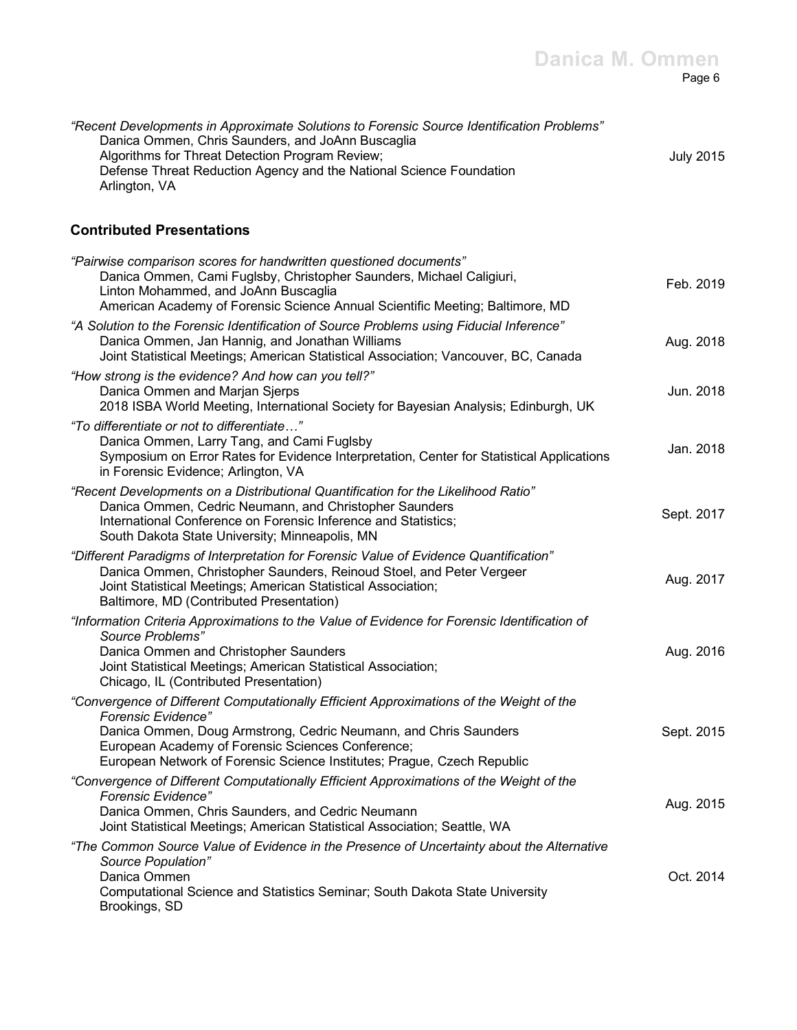*"Recent Developments in Approximate Solutions to Forensic Source Identification Problems"*
Danica Ommen, Chris Saunders, and JoAnn Buscaglia
Algorithms for Threat Detection Program Review;
Defense Threat Reduction Agency and the National Science Foundation
Arlington, VA — July 2015

## Contributed Presentations

*"Pairwise comparison scores for handwritten questioned documents"*
Danica Ommen, Cami Fuglsby, Christopher Saunders, Michael Caligiuri, Linton Mohammed, and JoAnn Buscaglia
American Academy of Forensic Science Annual Scientific Meeting; Baltimore, MD — Feb. 2019

*"A Solution to the Forensic Identification of Source Problems using Fiducial Inference"*
Danica Ommen, Jan Hannig, and Jonathan Williams
Joint Statistical Meetings; American Statistical Association; Vancouver, BC, Canada — Aug. 2018

*"How strong is the evidence? And how can you tell?"*
Danica Ommen and Marjan Sjerps
2018 ISBA World Meeting, International Society for Bayesian Analysis; Edinburgh, UK — Jun. 2018

*"To differentiate or not to differentiate…"*
Danica Ommen, Larry Tang, and Cami Fuglsby
Symposium on Error Rates for Evidence Interpretation, Center for Statistical Applications in Forensic Evidence; Arlington, VA — Jan. 2018

*"Recent Developments on a Distributional Quantification for the Likelihood Ratio"*
Danica Ommen, Cedric Neumann, and Christopher Saunders
International Conference on Forensic Inference and Statistics;
South Dakota State University; Minneapolis, MN — Sept. 2017

*"Different Paradigms of Interpretation for Forensic Value of Evidence Quantification"*
Danica Ommen, Christopher Saunders, Reinoud Stoel, and Peter Vergeer
Joint Statistical Meetings; American Statistical Association;
Baltimore, MD (Contributed Presentation) — Aug. 2017

*"Information Criteria Approximations to the Value of Evidence for Forensic Identification of Source Problems"*
Danica Ommen and Christopher Saunders
Joint Statistical Meetings; American Statistical Association;
Chicago, IL (Contributed Presentation) — Aug. 2016

*"Convergence of Different Computationally Efficient Approximations of the Weight of the Forensic Evidence"*
Danica Ommen, Doug Armstrong, Cedric Neumann, and Chris Saunders
European Academy of Forensic Sciences Conference;
European Network of Forensic Science Institutes; Prague, Czech Republic — Sept. 2015

*"Convergence of Different Computationally Efficient Approximations of the Weight of the Forensic Evidence"*
Danica Ommen, Chris Saunders, and Cedric Neumann
Joint Statistical Meetings; American Statistical Association; Seattle, WA — Aug. 2015

*"The Common Source Value of Evidence in the Presence of Uncertainty about the Alternative Source Population"*
Danica Ommen
Computational Science and Statistics Seminar; South Dakota State University
Brookings, SD — Oct. 2014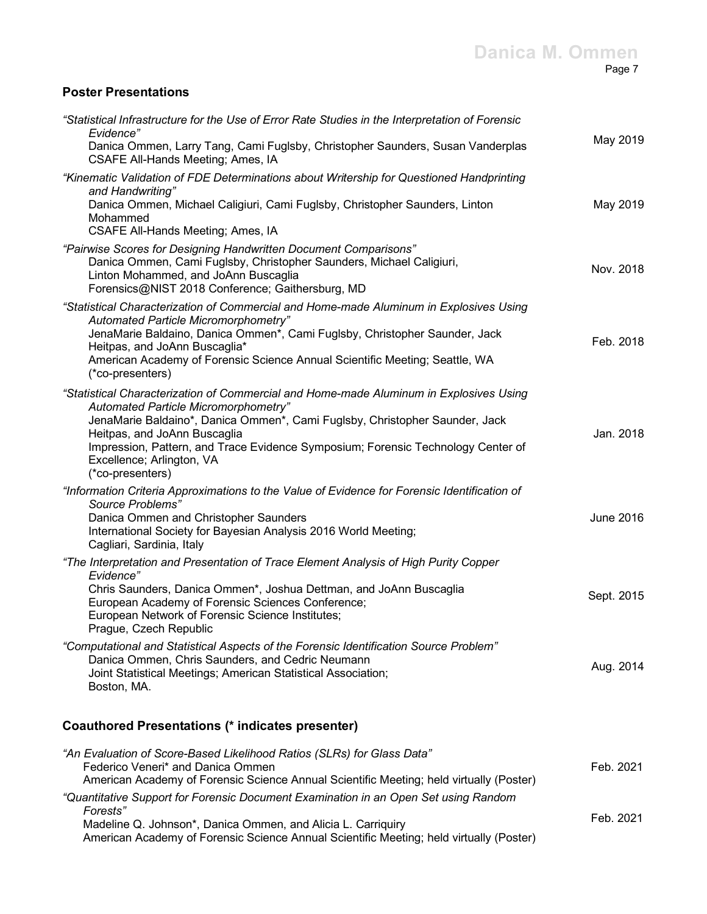## Poster Presentations

*"Statistical Infrastructure for the Use of Error Rate Studies in the Interpretation of Forensic Evidence"*
Danica Ommen, Larry Tang, Cami Fuglsby, Christopher Saunders, Susan Vanderplas
CSAFE All-Hands Meeting; Ames, IA — May 2019

*"Kinematic Validation of FDE Determinations about Writership for Questioned Handprinting and Handwriting"*
Danica Ommen, Michael Caligiuri, Cami Fuglsby, Christopher Saunders, Linton Mohammed
CSAFE All-Hands Meeting; Ames, IA — May 2019

*"Pairwise Scores for Designing Handwritten Document Comparisons"*
Danica Ommen, Cami Fuglsby, Christopher Saunders, Michael Caligiuri, Linton Mohammed, and JoAnn Buscaglia
Forensics@NIST 2018 Conference; Gaithersburg, MD — Nov. 2018

*"Statistical Characterization of Commercial and Home-made Aluminum in Explosives Using Automated Particle Micromorphometry"*
JenaMarie Baldaino, Danica Ommen*, Cami Fuglsby, Christopher Saunder, Jack Heitpas, and JoAnn Buscaglia*
American Academy of Forensic Science Annual Scientific Meeting; Seattle, WA
(*co-presenters) — Feb. 2018

*"Statistical Characterization of Commercial and Home-made Aluminum in Explosives Using Automated Particle Micromorphometry"*
JenaMarie Baldaino*, Danica Ommen*, Cami Fuglsby, Christopher Saunder, Jack Heitpas, and JoAnn Buscaglia
Impression, Pattern, and Trace Evidence Symposium; Forensic Technology Center of Excellence; Arlington, VA
(*co-presenters) — Jan. 2018

*"Information Criteria Approximations to the Value of Evidence for Forensic Identification of Source Problems"*
Danica Ommen and Christopher Saunders
International Society for Bayesian Analysis 2016 World Meeting; Cagliari, Sardinia, Italy — June 2016

*"The Interpretation and Presentation of Trace Element Analysis of High Purity Copper Evidence"*
Chris Saunders, Danica Ommen*, Joshua Dettman, and JoAnn Buscaglia
European Academy of Forensic Sciences Conference;
European Network of Forensic Science Institutes;
Prague, Czech Republic — Sept. 2015

*"Computational and Statistical Aspects of the Forensic Identification Source Problem"*
Danica Ommen, Chris Saunders, and Cedric Neumann
Joint Statistical Meetings; American Statistical Association;
Boston, MA. — Aug. 2014

## Coauthored Presentations (* indicates presenter)

*"An Evaluation of Score-Based Likelihood Ratios (SLRs) for Glass Data"*
Federico Veneri* and Danica Ommen
American Academy of Forensic Science Annual Scientific Meeting; held virtually (Poster) — Feb. 2021

*"Quantitative Support for Forensic Document Examination in an Open Set using Random Forests"*
Madeline Q. Johnson*, Danica Ommen, and Alicia L. Carriquiry
American Academy of Forensic Science Annual Scientific Meeting; held virtually (Poster) — Feb. 2021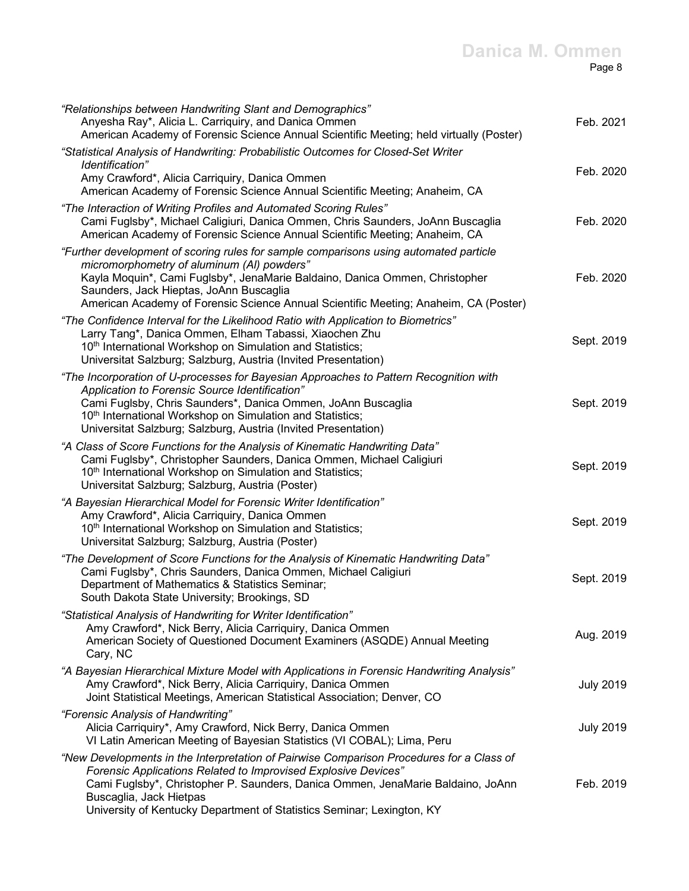*"Relationships between Handwriting Slant and Demographics"*
Anyesha Ray*, Alicia L. Carriquiry, and Danica Ommen
American Academy of Forensic Science Annual Scientific Meeting; held virtually (Poster) — Feb. 2021

*"Statistical Analysis of Handwriting: Probabilistic Outcomes for Closed-Set Writer Identification"*
Amy Crawford*, Alicia Carriquiry, Danica Ommen
American Academy of Forensic Science Annual Scientific Meeting; Anaheim, CA — Feb. 2020

*"The Interaction of Writing Profiles and Automated Scoring Rules"*
Cami Fuglsby*, Michael Caligiuri, Danica Ommen, Chris Saunders, JoAnn Buscaglia
American Academy of Forensic Science Annual Scientific Meeting; Anaheim, CA — Feb. 2020

*"Further development of scoring rules for sample comparisons using automated particle micromorphometry of aluminum (Al) powders"*
Kayla Moquin*, Cami Fuglsby*, JenaMarie Baldaino, Danica Ommen, Christopher Saunders, Jack Hieptas, JoAnn Buscaglia
American Academy of Forensic Science Annual Scientific Meeting; Anaheim, CA (Poster) — Feb. 2020

*"The Confidence Interval for the Likelihood Ratio with Application to Biometrics"*
Larry Tang*, Danica Ommen, Elham Tabassi, Xiaochen Zhu
10th International Workshop on Simulation and Statistics;
Universitat Salzburg; Salzburg, Austria (Invited Presentation) — Sept. 2019

*"The Incorporation of U-processes for Bayesian Approaches to Pattern Recognition with Application to Forensic Source Identification"*
Cami Fuglsby, Chris Saunders*, Danica Ommen, JoAnn Buscaglia
10th International Workshop on Simulation and Statistics;
Universitat Salzburg; Salzburg, Austria (Invited Presentation) — Sept. 2019

*"A Class of Score Functions for the Analysis of Kinematic Handwriting Data"*
Cami Fuglsby*, Christopher Saunders, Danica Ommen, Michael Caligiuri
10th International Workshop on Simulation and Statistics;
Universitat Salzburg; Salzburg, Austria (Poster) — Sept. 2019

*"A Bayesian Hierarchical Model for Forensic Writer Identification"*
Amy Crawford*, Alicia Carriquiry, Danica Ommen
10th International Workshop on Simulation and Statistics;
Universitat Salzburg; Salzburg, Austria (Poster) — Sept. 2019

*"The Development of Score Functions for the Analysis of Kinematic Handwriting Data"*
Cami Fuglsby*, Chris Saunders, Danica Ommen, Michael Caligiuri
Department of Mathematics & Statistics Seminar;
South Dakota State University; Brookings, SD — Sept. 2019

*"Statistical Analysis of Handwriting for Writer Identification"*
Amy Crawford*, Nick Berry, Alicia Carriquiry, Danica Ommen
American Society of Questioned Document Examiners (ASQDE) Annual Meeting
Cary, NC — Aug. 2019

*"A Bayesian Hierarchical Mixture Model with Applications in Forensic Handwriting Analysis"*
Amy Crawford*, Nick Berry, Alicia Carriquiry, Danica Ommen
Joint Statistical Meetings, American Statistical Association; Denver, CO — July 2019

*"Forensic Analysis of Handwriting"*
Alicia Carriquiry*, Amy Crawford, Nick Berry, Danica Ommen
VI Latin American Meeting of Bayesian Statistics (VI COBAL); Lima, Peru — July 2019

*"New Developments in the Interpretation of Pairwise Comparison Procedures for a Class of Forensic Applications Related to Improvised Explosive Devices"*
Cami Fuglsby*, Christopher P. Saunders, Danica Ommen, JenaMarie Baldaino, JoAnn Buscaglia, Jack Hietpas
University of Kentucky Department of Statistics Seminar; Lexington, KY — Feb. 2019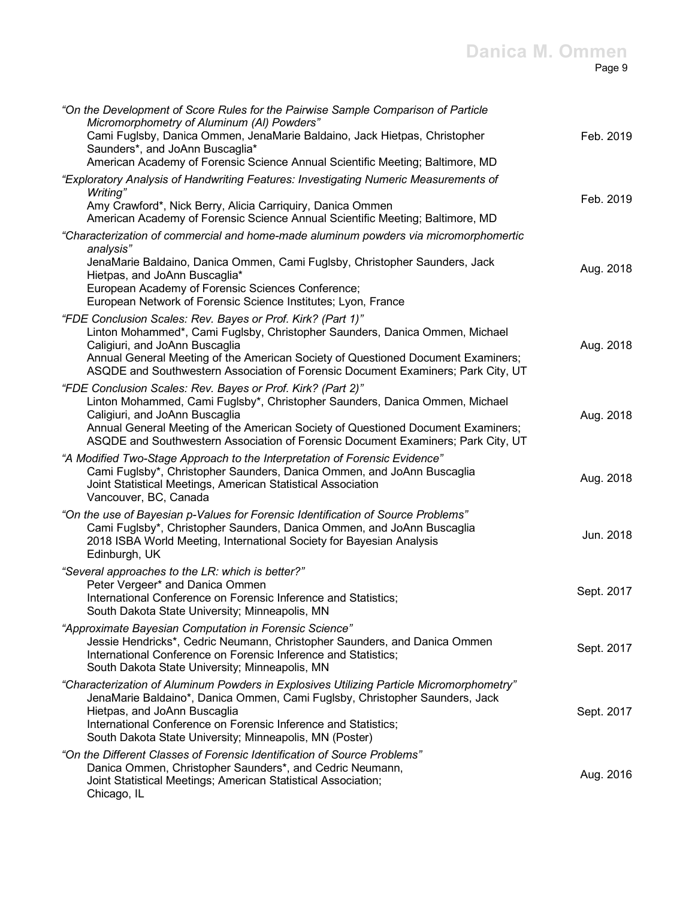*"On the Development of Score Rules for the Pairwise Sample Comparison of Particle Micromorphometry of Aluminum (Al) Powders"*
Cami Fuglsby, Danica Ommen, JenaMarie Baldaino, Jack Hietpas, Christopher Saunders*, and JoAnn Buscaglia*
American Academy of Forensic Science Annual Scientific Meeting; Baltimore, MD — Feb. 2019

*"Exploratory Analysis of Handwriting Features: Investigating Numeric Measurements of Writing"*
Amy Crawford*, Nick Berry, Alicia Carriquiry, Danica Ommen
American Academy of Forensic Science Annual Scientific Meeting; Baltimore, MD — Feb. 2019

*"Characterization of commercial and home-made aluminum powders via micromorphomertic analysis"*
JenaMarie Baldaino, Danica Ommen, Cami Fuglsby, Christopher Saunders, Jack Hietpas, and JoAnn Buscaglia*
European Academy of Forensic Sciences Conference;
European Network of Forensic Science Institutes; Lyon, France — Aug. 2018

*"FDE Conclusion Scales: Rev. Bayes or Prof. Kirk? (Part 1)"*
Linton Mohammed*, Cami Fuglsby, Christopher Saunders, Danica Ommen, Michael Caligiuri, and JoAnn Buscaglia
Annual General Meeting of the American Society of Questioned Document Examiners;
ASQDE and Southwestern Association of Forensic Document Examiners; Park City, UT — Aug. 2018

*"FDE Conclusion Scales: Rev. Bayes or Prof. Kirk? (Part 2)"*
Linton Mohammed, Cami Fuglsby*, Christopher Saunders, Danica Ommen, Michael Caligiuri, and JoAnn Buscaglia
Annual General Meeting of the American Society of Questioned Document Examiners;
ASQDE and Southwestern Association of Forensic Document Examiners; Park City, UT — Aug. 2018

*"A Modified Two-Stage Approach to the Interpretation of Forensic Evidence"*
Cami Fuglsby*, Christopher Saunders, Danica Ommen, and JoAnn Buscaglia
Joint Statistical Meetings, American Statistical Association
Vancouver, BC, Canada — Aug. 2018

*"On the use of Bayesian p-Values for Forensic Identification of Source Problems"*
Cami Fuglsby*, Christopher Saunders, Danica Ommen, and JoAnn Buscaglia
2018 ISBA World Meeting, International Society for Bayesian Analysis
Edinburgh, UK — Jun. 2018

*"Several approaches to the LR: which is better?"*
Peter Vergeer* and Danica Ommen
International Conference on Forensic Inference and Statistics;
South Dakota State University; Minneapolis, MN — Sept. 2017

*"Approximate Bayesian Computation in Forensic Science"*
Jessie Hendricks*, Cedric Neumann, Christopher Saunders, and Danica Ommen
International Conference on Forensic Inference and Statistics;
South Dakota State University; Minneapolis, MN — Sept. 2017

*"Characterization of Aluminum Powders in Explosives Utilizing Particle Micromorphometry"*
JenaMarie Baldaino*, Danica Ommen, Cami Fuglsby, Christopher Saunders, Jack Hietpas, and JoAnn Buscaglia
International Conference on Forensic Inference and Statistics;
South Dakota State University; Minneapolis, MN (Poster) — Sept. 2017

*"On the Different Classes of Forensic Identification of Source Problems"*
Danica Ommen, Christopher Saunders*, and Cedric Neumann,
Joint Statistical Meetings; American Statistical Association;
Chicago, IL — Aug. 2016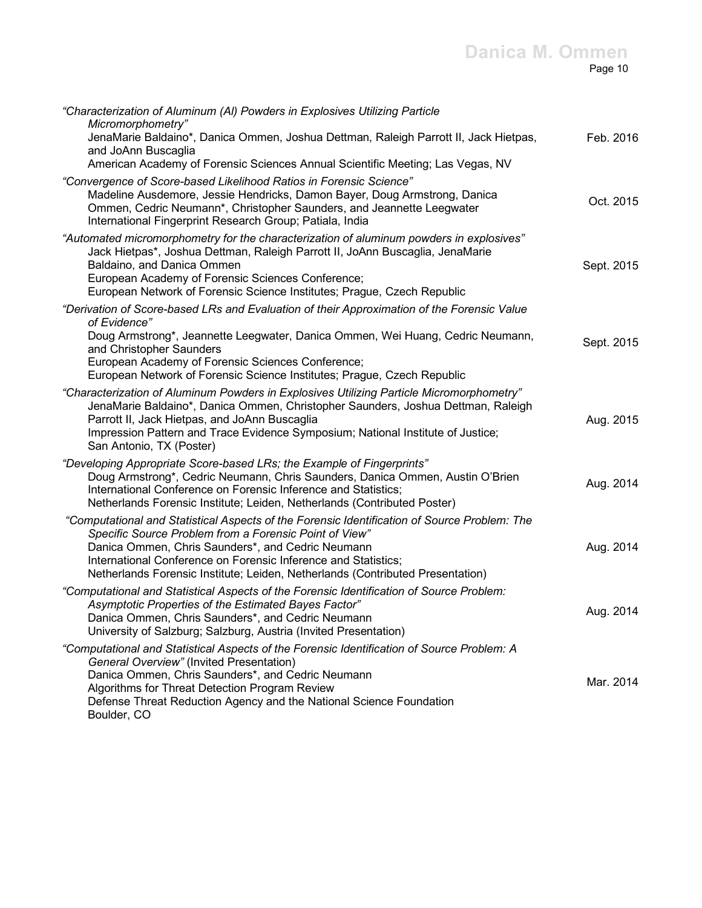*"Characterization of Aluminum (Al) Powders in Explosives Utilizing Particle Micromorphometry"*
JenaMarie Baldaino*, Danica Ommen, Joshua Dettman, Raleigh Parrott II, Jack Hietpas, and JoAnn Buscaglia
American Academy of Forensic Sciences Annual Scientific Meeting; Las Vegas, NV
Feb. 2016

*"Convergence of Score-based Likelihood Ratios in Forensic Science"*
Madeline Ausdemore, Jessie Hendricks, Damon Bayer, Doug Armstrong, Danica Ommen, Cedric Neumann*, Christopher Saunders, and Jeannette Leegwater
International Fingerprint Research Group; Patiala, India
Oct. 2015

*"Automated micromorphometry for the characterization of aluminum powders in explosives"*
Jack Hietpas*, Joshua Dettman, Raleigh Parrott II, JoAnn Buscaglia, JenaMarie Baldaino, and Danica Ommen
European Academy of Forensic Sciences Conference;
European Network of Forensic Science Institutes; Prague, Czech Republic
Sept. 2015

*"Derivation of Score-based LRs and Evaluation of their Approximation of the Forensic Value of Evidence"*
Doug Armstrong*, Jeannette Leegwater, Danica Ommen, Wei Huang, Cedric Neumann, and Christopher Saunders
European Academy of Forensic Sciences Conference;
European Network of Forensic Science Institutes; Prague, Czech Republic
Sept. 2015

*"Characterization of Aluminum Powders in Explosives Utilizing Particle Micromorphometry"*
JenaMarie Baldaino*, Danica Ommen, Christopher Saunders, Joshua Dettman, Raleigh Parrott II, Jack Hietpas, and JoAnn Buscaglia
Impression Pattern and Trace Evidence Symposium; National Institute of Justice; San Antonio, TX (Poster)
Aug. 2015

*"Developing Appropriate Score-based LRs; the Example of Fingerprints"*
Doug Armstrong*, Cedric Neumann, Chris Saunders, Danica Ommen, Austin O'Brien
International Conference on Forensic Inference and Statistics;
Netherlands Forensic Institute; Leiden, Netherlands (Contributed Poster)
Aug. 2014

*"Computational and Statistical Aspects of the Forensic Identification of Source Problem: The Specific Source Problem from a Forensic Point of View"*
Danica Ommen, Chris Saunders*, and Cedric Neumann
International Conference on Forensic Inference and Statistics;
Netherlands Forensic Institute; Leiden, Netherlands (Contributed Presentation)
Aug. 2014

*"Computational and Statistical Aspects of the Forensic Identification of Source Problem: Asymptotic Properties of the Estimated Bayes Factor"*
Danica Ommen, Chris Saunders*, and Cedric Neumann
University of Salzburg; Salzburg, Austria (Invited Presentation)
Aug. 2014

*"Computational and Statistical Aspects of the Forensic Identification of Source Problem: A General Overview"* (Invited Presentation)
Danica Ommen, Chris Saunders*, and Cedric Neumann
Algorithms for Threat Detection Program Review
Defense Threat Reduction Agency and the National Science Foundation
Boulder, CO
Mar. 2014